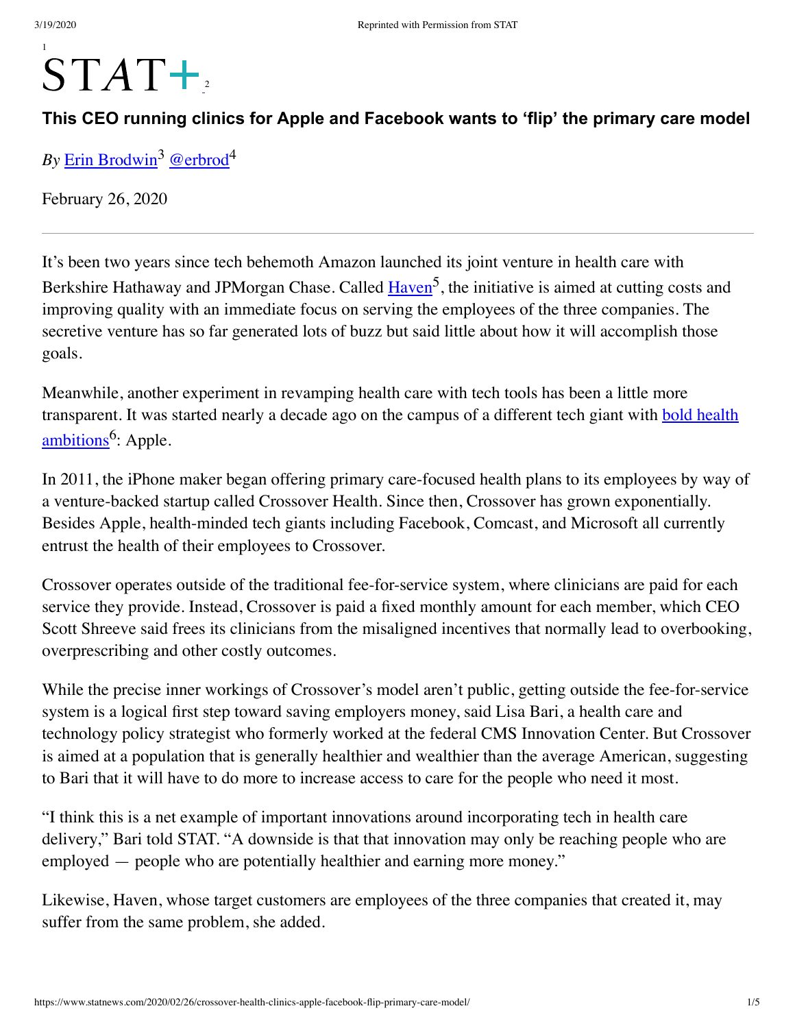STAT+

# This CEO running clinics for Apple and Facebook wants to 'flip' the primary care model

*By* Erin Brodwin[3] @erbrod[4]

February 26, 2020

---

It's been two years since tech behemoth Amazon launched its joint venture in health care with Berkshire Hathaway and JPMorgan Chase. Called Haven[5], the initiative is aimed at cutting costs and improving quality with an immediate focus on serving the employees of the three companies. The secretive venture has so far generated lots of buzz but said little about how it will accomplish those goals.

Meanwhile, another experiment in revamping health care with tech tools has been a little more transparent. It was started nearly a decade ago on the campus of a different tech giant with bold health ambitions[6]: Apple.

In 2011, the iPhone maker began offering primary care-focused health plans to its employees by way of a venture-backed startup called Crossover Health. Since then, Crossover has grown exponentially. Besides Apple, health-minded tech giants including Facebook, Comcast, and Microsoft all currently entrust the health of their employees to Crossover.

Crossover operates outside of the traditional fee-for-service system, where clinicians are paid for each service they provide. Instead, Crossover is paid a fixed monthly amount for each member, which CEO Scott Shreeve said frees its clinicians from the misaligned incentives that normally lead to overbooking, overprescribing and other costly outcomes.

While the precise inner workings of Crossover's model aren't public, getting outside the fee-for-service system is a logical first step toward saving employers money, said Lisa Bari, a health care and technology policy strategist who formerly worked at the federal CMS Innovation Center. But Crossover is aimed at a population that is generally healthier and wealthier than the average American, suggesting to Bari that it will have to do more to increase access to care for the people who need it most.

"I think this is a net example of important innovations around incorporating tech in health care delivery," Bari told STAT. "A downside is that that innovation may only be reaching people who are employed — people who are potentially healthier and earning more money."

Likewise, Haven, whose target customers are employees of the three companies that created it, may suffer from the same problem, she added.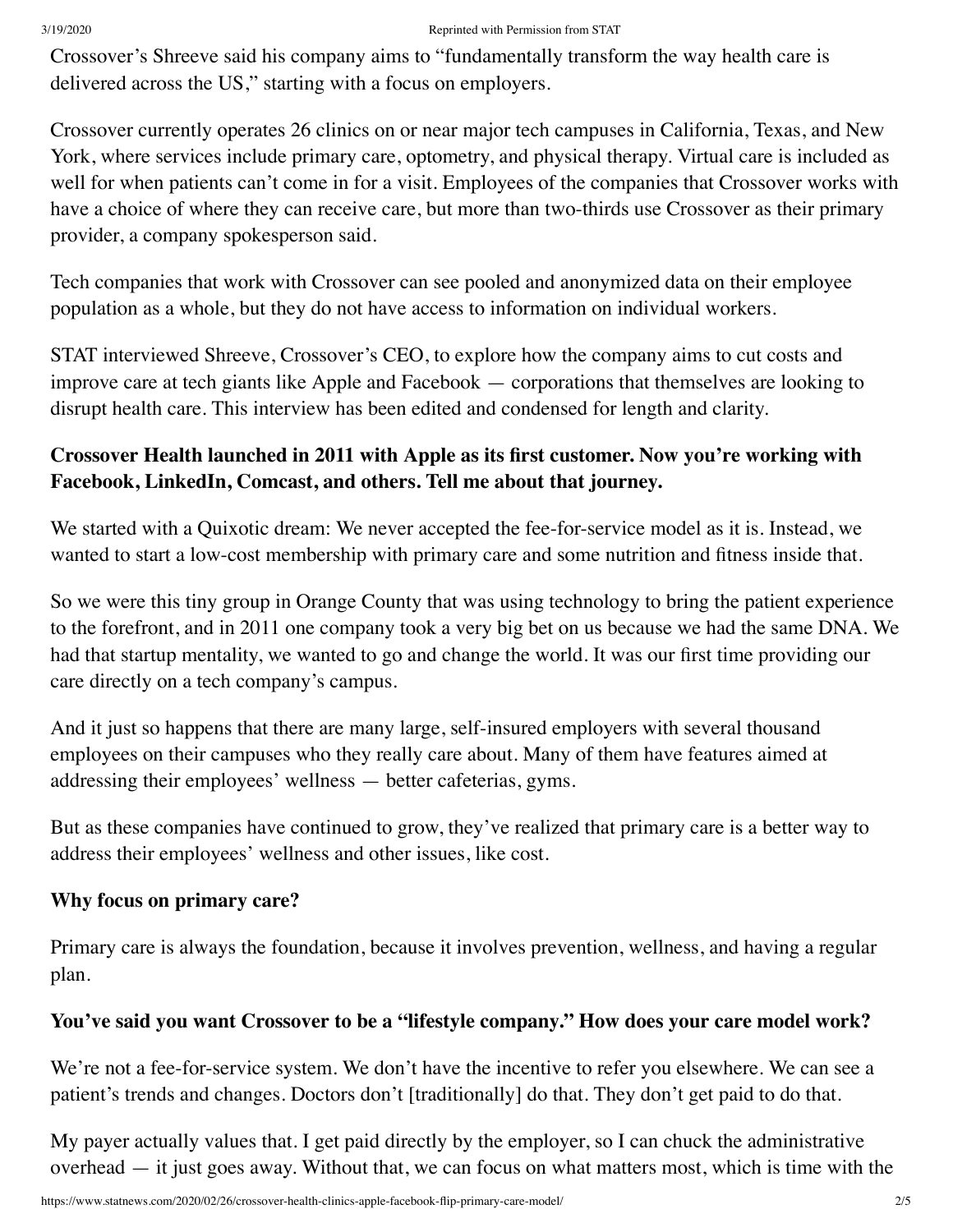Crossover's Shreeve said his company aims to "fundamentally transform the way health care is delivered across the US," starting with a focus on employers.

Crossover currently operates 26 clinics on or near major tech campuses in California, Texas, and New York, where services include primary care, optometry, and physical therapy. Virtual care is included as well for when patients can't come in for a visit. Employees of the companies that Crossover works with have a choice of where they can receive care, but more than two-thirds use Crossover as their primary provider, a company spokesperson said.

Tech companies that work with Crossover can see pooled and anonymized data on their employee population as a whole, but they do not have access to information on individual workers.

STAT interviewed Shreeve, Crossover's CEO, to explore how the company aims to cut costs and improve care at tech giants like Apple and Facebook — corporations that themselves are looking to disrupt health care. This interview has been edited and condensed for length and clarity.

**Crossover Health launched in 2011 with Apple as its first customer. Now you're working with Facebook, LinkedIn, Comcast, and others. Tell me about that journey.**

We started with a Quixotic dream: We never accepted the fee-for-service model as it is. Instead, we wanted to start a low-cost membership with primary care and some nutrition and fitness inside that.

So we were this tiny group in Orange County that was using technology to bring the patient experience to the forefront, and in 2011 one company took a very big bet on us because we had the same DNA. We had that startup mentality, we wanted to go and change the world. It was our first time providing our care directly on a tech company's campus.

And it just so happens that there are many large, self-insured employers with several thousand employees on their campuses who they really care about. Many of them have features aimed at addressing their employees' wellness — better cafeterias, gyms.

But as these companies have continued to grow, they've realized that primary care is a better way to address their employees' wellness and other issues, like cost.

**Why focus on primary care?**

Primary care is always the foundation, because it involves prevention, wellness, and having a regular plan.

**You've said you want Crossover to be a "lifestyle company." How does your care model work?**

We're not a fee-for-service system. We don't have the incentive to refer you elsewhere. We can see a patient's trends and changes. Doctors don't [traditionally] do that. They don't get paid to do that.

My payer actually values that. I get paid directly by the employer, so I can chuck the administrative overhead — it just goes away. Without that, we can focus on what matters most, which is time with the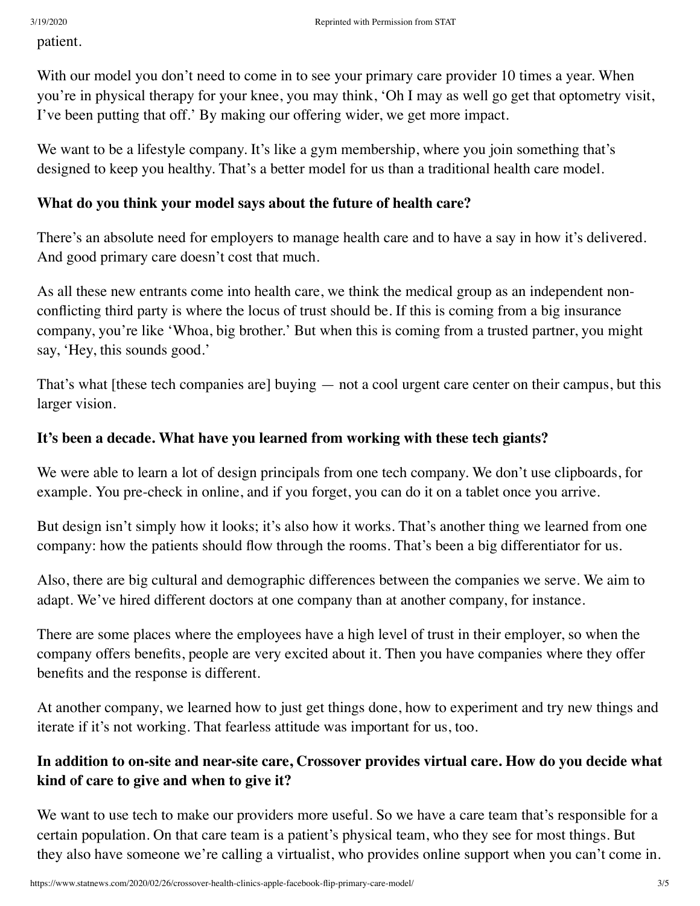patient.

With our model you don't need to come in to see your primary care provider 10 times a year. When you're in physical therapy for your knee, you may think, 'Oh I may as well go get that optometry visit, I've been putting that off.' By making our offering wider, we get more impact.

We want to be a lifestyle company. It's like a gym membership, where you join something that's designed to keep you healthy. That's a better model for us than a traditional health care model.

**What do you think your model says about the future of health care?**

There's an absolute need for employers to manage health care and to have a say in how it's delivered. And good primary care doesn't cost that much.

As all these new entrants come into health care, we think the medical group as an independent non-conflicting third party is where the locus of trust should be. If this is coming from a big insurance company, you're like 'Whoa, big brother.' But when this is coming from a trusted partner, you might say, 'Hey, this sounds good.'

That's what [these tech companies are] buying — not a cool urgent care center on their campus, but this larger vision.

**It's been a decade. What have you learned from working with these tech giants?**

We were able to learn a lot of design principals from one tech company. We don't use clipboards, for example. You pre-check in online, and if you forget, you can do it on a tablet once you arrive.

But design isn't simply how it looks; it's also how it works. That's another thing we learned from one company: how the patients should flow through the rooms. That's been a big differentiator for us.

Also, there are big cultural and demographic differences between the companies we serve. We aim to adapt. We've hired different doctors at one company than at another company, for instance.

There are some places where the employees have a high level of trust in their employer, so when the company offers benefits, people are very excited about it. Then you have companies where they offer benefits and the response is different.

At another company, we learned how to just get things done, how to experiment and try new things and iterate if it's not working. That fearless attitude was important for us, too.

**In addition to on-site and near-site care, Crossover provides virtual care. How do you decide what kind of care to give and when to give it?**

We want to use tech to make our providers more useful. So we have a care team that's responsible for a certain population. On that care team is a patient's physical team, who they see for most things. But they also have someone we're calling a virtualist, who provides online support when you can't come in.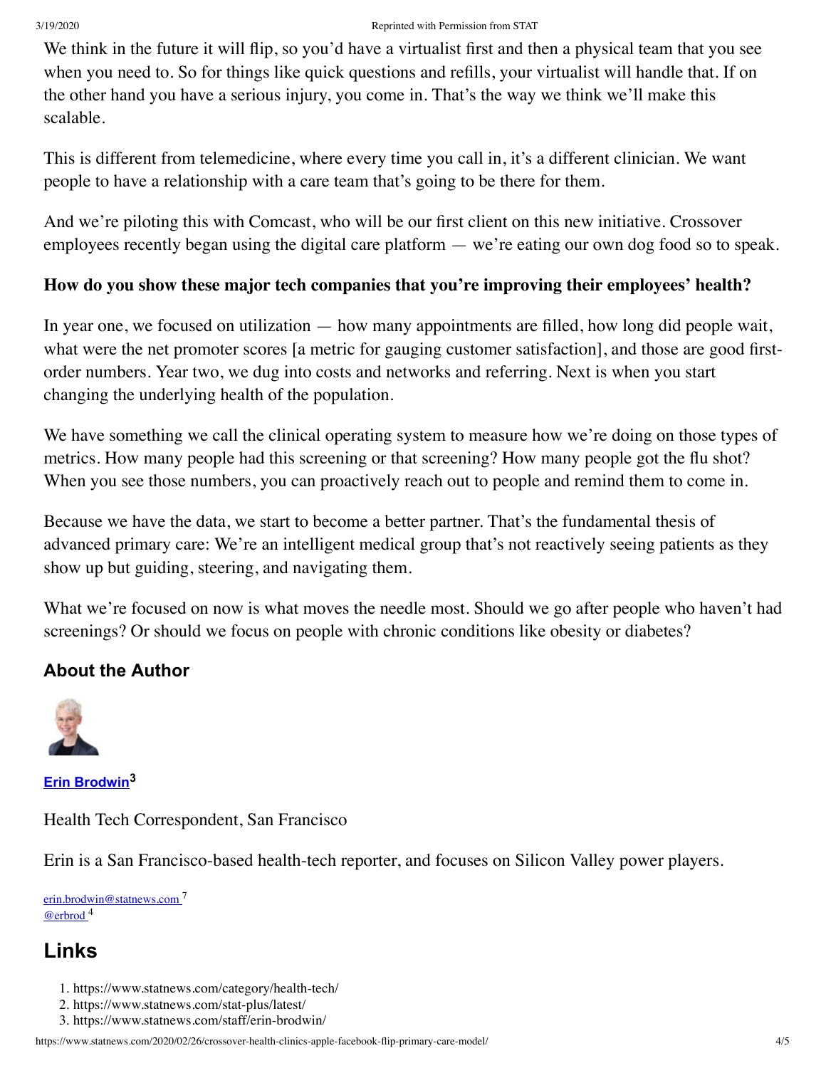We think in the future it will flip, so you'd have a virtualist first and then a physical team that you see when you need to. So for things like quick questions and refills, your virtualist will handle that. If on the other hand you have a serious injury, you come in. That's the way we think we'll make this scalable.

This is different from telemedicine, where every time you call in, it's a different clinician. We want people to have a relationship with a care team that's going to be there for them.

And we're piloting this with Comcast, who will be our first client on this new initiative. Crossover employees recently began using the digital care platform — we're eating our own dog food so to speak.

**How do you show these major tech companies that you're improving their employees' health?**

In year one, we focused on utilization — how many appointments are filled, how long did people wait, what were the net promoter scores [a metric for gauging customer satisfaction], and those are good first-order numbers. Year two, we dug into costs and networks and referring. Next is when you start changing the underlying health of the population.

We have something we call the clinical operating system to measure how we're doing on those types of metrics. How many people had this screening or that screening? How many people got the flu shot? When you see those numbers, you can proactively reach out to people and remind them to come in.

Because we have the data, we start to become a better partner. That's the fundamental thesis of advanced primary care: We're an intelligent medical group that's not reactively seeing patients as they show up but guiding, steering, and navigating them.

What we're focused on now is what moves the needle most. Should we go after people who haven't had screenings? Or should we focus on people with chronic conditions like obesity or diabetes?

## About the Author

**Erin Brodwin**[3]

Health Tech Correspondent, San Francisco

Erin is a San Francisco-based health-tech reporter, and focuses on Silicon Valley power players.

erin.brodwin@statnews.com [7]
@erbrod [4]

## Links

1. https://www.statnews.com/category/health-tech/
2. https://www.statnews.com/stat-plus/latest/
3. https://www.statnews.com/staff/erin-brodwin/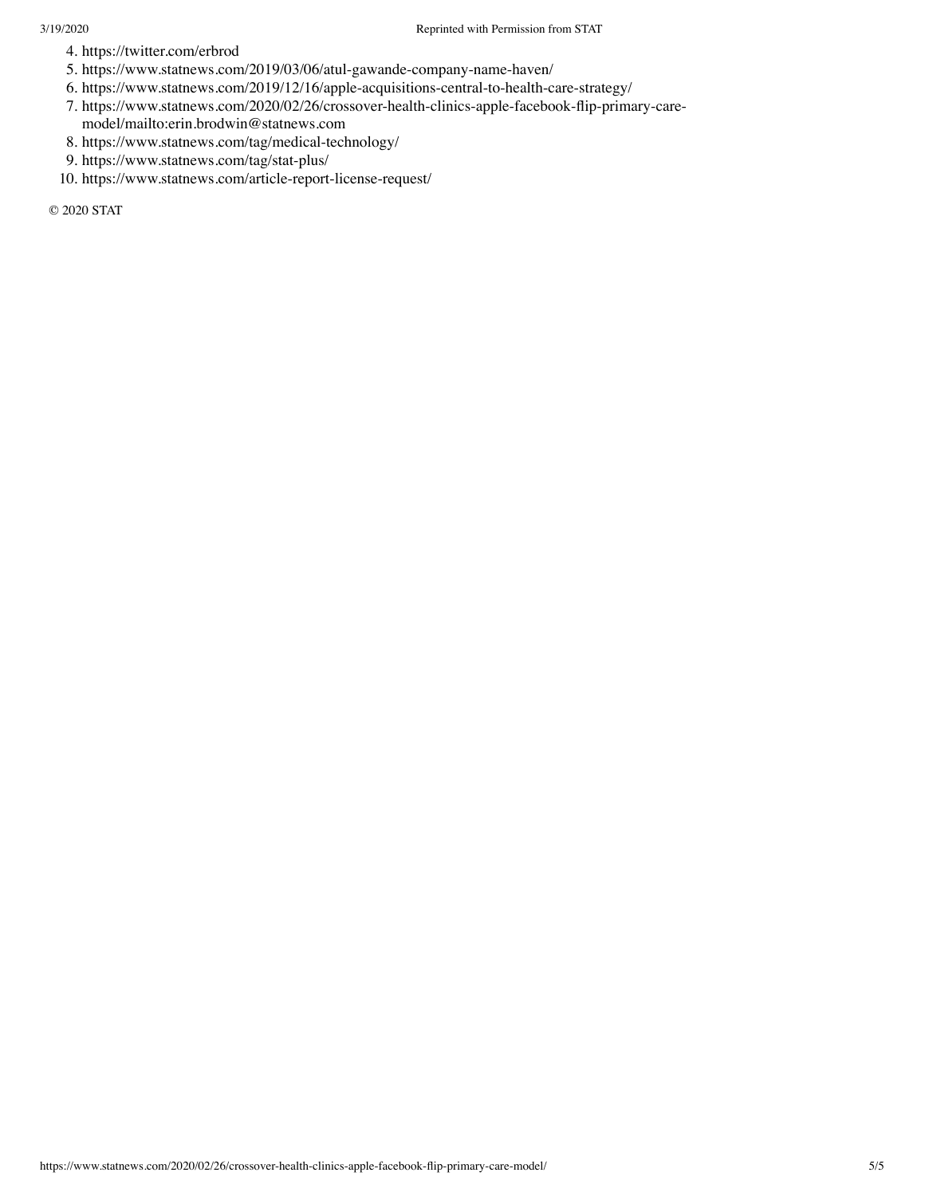4. https://twitter.com/erbrod
5. https://www.statnews.com/2019/03/06/atul-gawande-company-name-haven/
6. https://www.statnews.com/2019/12/16/apple-acquisitions-central-to-health-care-strategy/
7. https://www.statnews.com/2020/02/26/crossover-health-clinics-apple-facebook-flip-primary-care-model/mailto:erin.brodwin@statnews.com
8. https://www.statnews.com/tag/medical-technology/
9. https://www.statnews.com/tag/stat-plus/
10. https://www.statnews.com/article-report-license-request/

© 2020 STAT